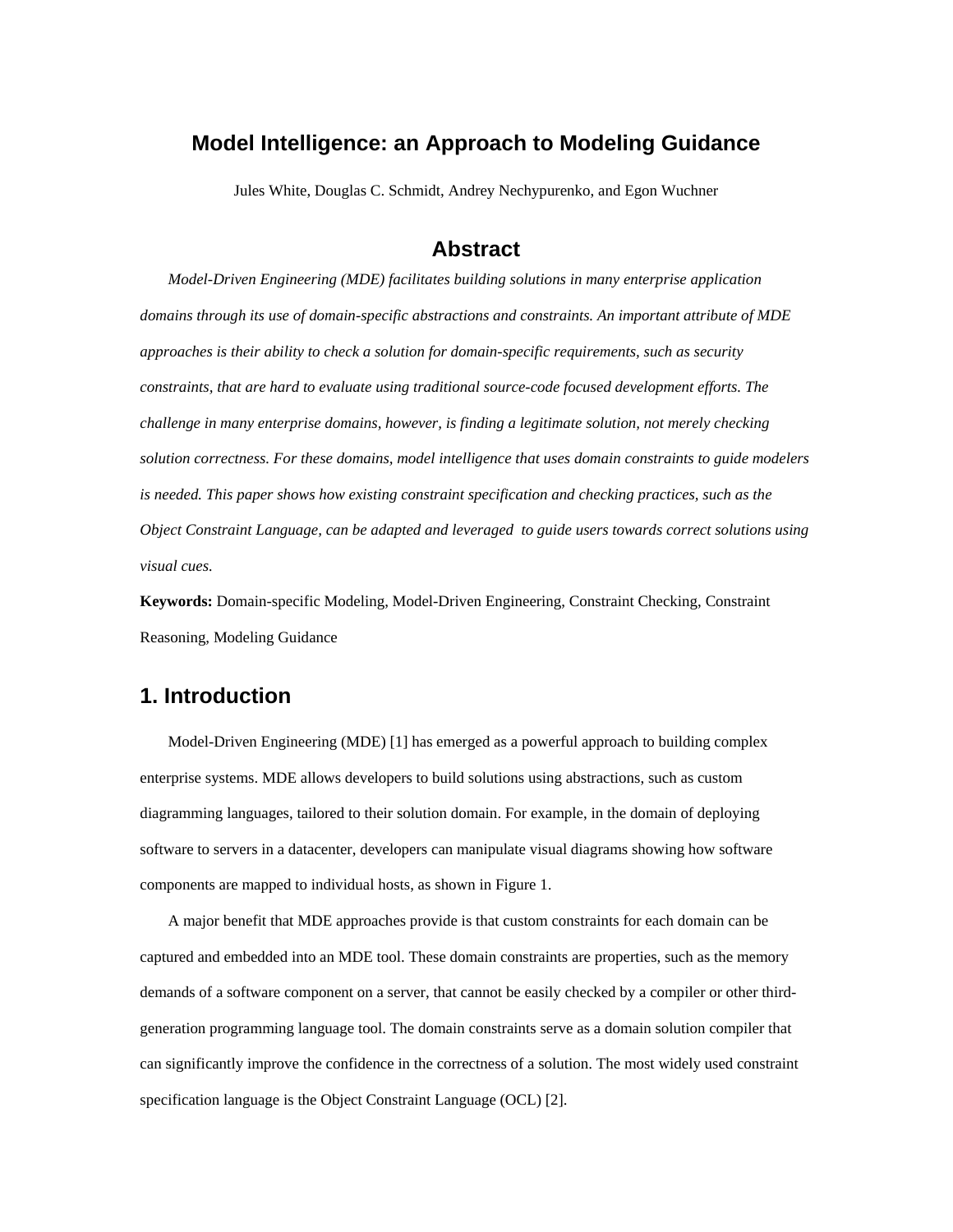# Model Intelligence: an Approach to Modeling Guidance

Jules White, Douglas C. Schmidt, Andrey Nechypurenko, and Egon Wuchner

## Abstract

*Model-Driven Engineering (MDE) facilitates building solutions in many enterprise application domains through its use of domain-specific abstractions and constraints. An important attribute of MDE approaches is their ability to check a solution for domain-specific requirements, such as security constraints, that are hard to evaluate using traditional source-code focused development efforts. The challenge in many enterprise domains, however, is finding a legitimate solution, not merely checking solution correctness. For these domains, model intelligence that uses domain constraints to guide modelers is needed. This paper shows how existing constraint specification and checking practices, such as the Object Constraint Language, can be adapted and leveraged to guide users towards correct solutions using visual cues.*

**Keywords:** Domain-specific Modeling, Model-Driven Engineering, Constraint Checking, Constraint Reasoning, Modeling Guidance

## 1. Introduction

Model-Driven Engineering (MDE) [1] has emerged as a powerful approach to building complex enterprise systems. MDE allows developers to build solutions using abstractions, such as custom diagramming languages, tailored to their solution domain. For example, in the domain of deploying software to servers in a datacenter, developers can manipulate visual diagrams showing how software components are mapped to individual hosts, as shown in Figure 1.

A major benefit that MDE approaches provide is that custom constraints for each domain can be captured and embedded into an MDE tool. These domain constraints are properties, such as the memory demands of a software component on a server, that cannot be easily checked by a compiler or other third-generation programming language tool. The domain constraints serve as a domain solution compiler that can significantly improve the confidence in the correctness of a solution. The most widely used constraint specification language is the Object Constraint Language (OCL) [2].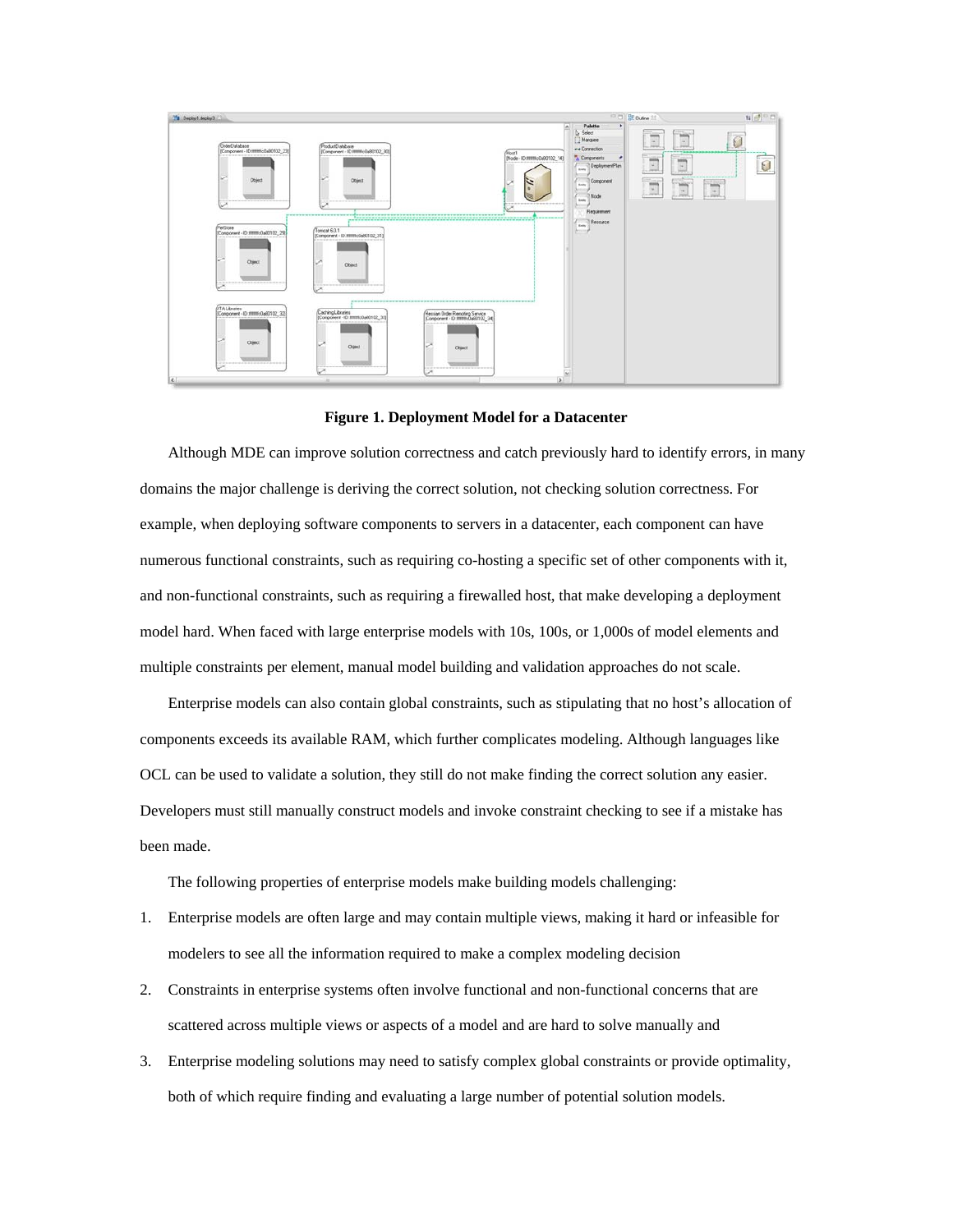**Figure 1. Deployment Model for a Datacenter**

Although MDE can improve solution correctness and catch previously hard to identify errors, in many domains the major challenge is deriving the correct solution, not checking solution correctness. For example, when deploying software components to servers in a datacenter, each component can have numerous functional constraints, such as requiring co-hosting a specific set of other components with it, and non-functional constraints, such as requiring a firewalled host, that make developing a deployment model hard. When faced with large enterprise models with 10s, 100s, or 1,000s of model elements and multiple constraints per element, manual model building and validation approaches do not scale.

Enterprise models can also contain global constraints, such as stipulating that no host's allocation of components exceeds its available RAM, which further complicates modeling. Although languages like OCL can be used to validate a solution, they still do not make finding the correct solution any easier. Developers must still manually construct models and invoke constraint checking to see if a mistake has been made.

The following properties of enterprise models make building models challenging:

1. Enterprise models are often large and may contain multiple views, making it hard or infeasible for modelers to see all the information required to make a complex modeling decision
2. Constraints in enterprise systems often involve functional and non-functional concerns that are scattered across multiple views or aspects of a model and are hard to solve manually and
3. Enterprise modeling solutions may need to satisfy complex global constraints or provide optimality, both of which require finding and evaluating a large number of potential solution models.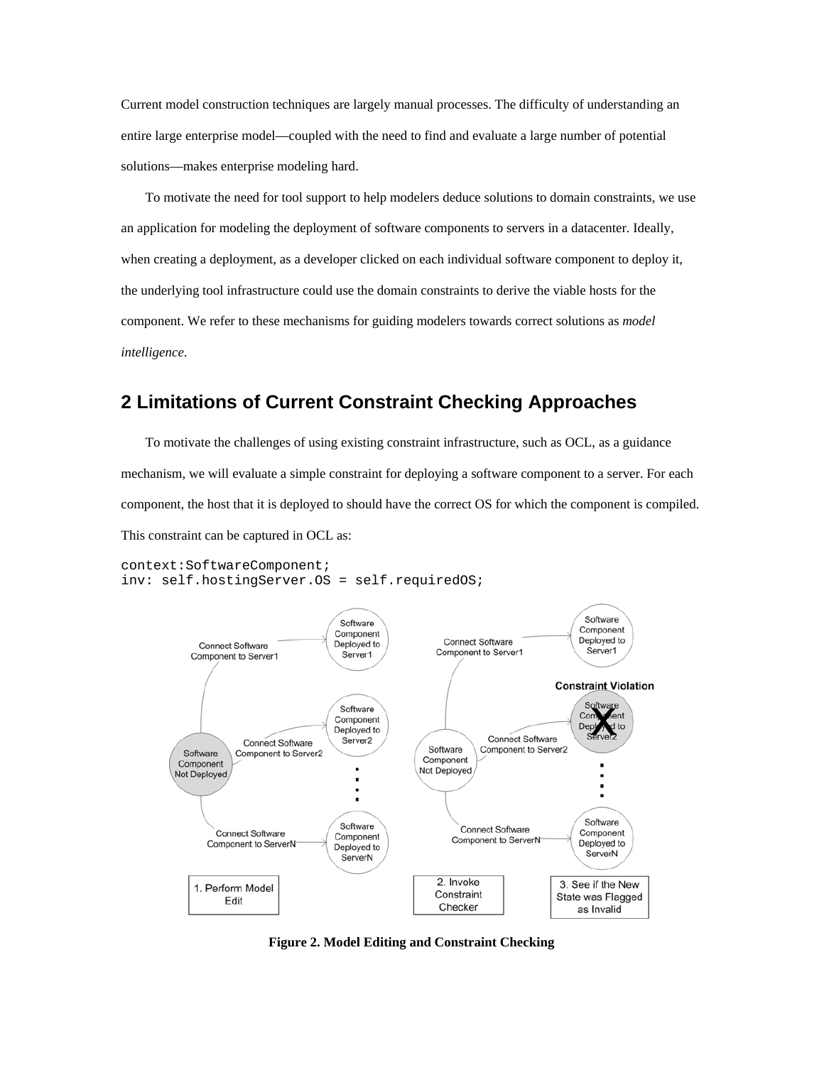Current model construction techniques are largely manual processes. The difficulty of understanding an entire large enterprise model—coupled with the need to find and evaluate a large number of potential solutions—makes enterprise modeling hard.

To motivate the need for tool support to help modelers deduce solutions to domain constraints, we use an application for modeling the deployment of software components to servers in a datacenter. Ideally, when creating a deployment, as a developer clicked on each individual software component to deploy it, the underlying tool infrastructure could use the domain constraints to derive the viable hosts for the component. We refer to these mechanisms for guiding modelers towards correct solutions as *model intelligence*.

## 2 Limitations of Current Constraint Checking Approaches

To motivate the challenges of using existing constraint infrastructure, such as OCL, as a guidance mechanism, we will evaluate a simple constraint for deploying a software component to a server. For each component, the host that it is deployed to should have the correct OS for which the component is compiled. This constraint can be captured in OCL as:

```
context:SoftwareComponent;
inv: self.hostingServer.OS = self.requiredOS;
```

Software Component Not Deployed
Connect Software Component to Server1
Software Component Deployed to Server1
Connect Software Component to Server2
Software Component Deployed to Server2
Connect Software Component to ServerN
Software Component Deployed to ServerN
Constraint Violation
1. Perform Model Edit
2. Invoke Constraint Checker
3. See if the New State was Flagged as Invalid

**Figure 2. Model Editing and Constraint Checking**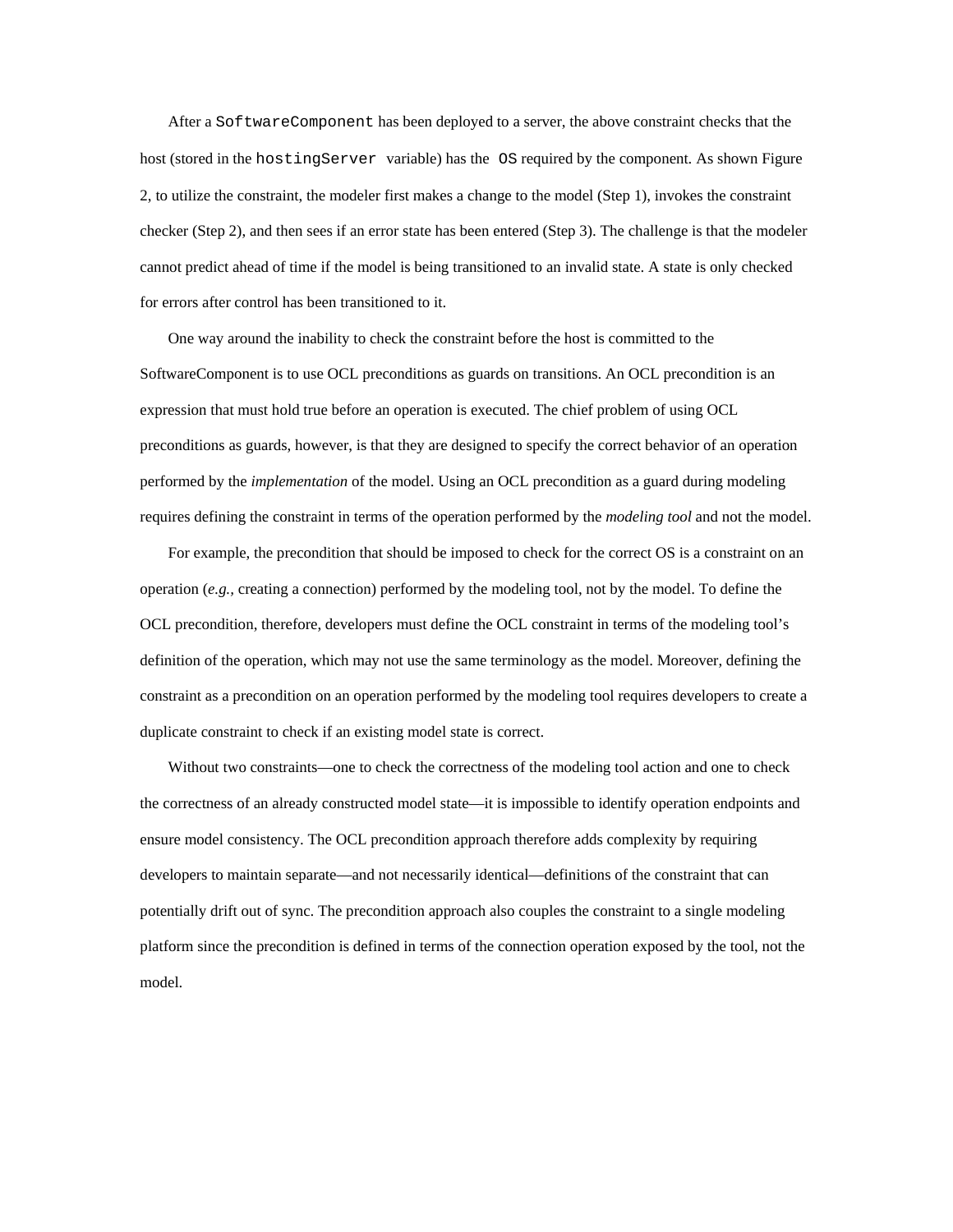After a `SoftwareComponent` has been deployed to a server, the above constraint checks that the host (stored in the `hostingServer` variable) has the `OS` required by the component. As shown Figure 2, to utilize the constraint, the modeler first makes a change to the model (Step 1), invokes the constraint checker (Step 2), and then sees if an error state has been entered (Step 3). The challenge is that the modeler cannot predict ahead of time if the model is being transitioned to an invalid state. A state is only checked for errors after control has been transitioned to it.

One way around the inability to check the constraint before the host is committed to the SoftwareComponent is to use OCL preconditions as guards on transitions. An OCL precondition is an expression that must hold true before an operation is executed. The chief problem of using OCL preconditions as guards, however, is that they are designed to specify the correct behavior of an operation performed by the *implementation* of the model. Using an OCL precondition as a guard during modeling requires defining the constraint in terms of the operation performed by the *modeling tool* and not the model.

For example, the precondition that should be imposed to check for the correct OS is a constraint on an operation (*e.g.,* creating a connection) performed by the modeling tool, not by the model. To define the OCL precondition, therefore, developers must define the OCL constraint in terms of the modeling tool's definition of the operation, which may not use the same terminology as the model. Moreover, defining the constraint as a precondition on an operation performed by the modeling tool requires developers to create a duplicate constraint to check if an existing model state is correct.

Without two constraints—one to check the correctness of the modeling tool action and one to check the correctness of an already constructed model state—it is impossible to identify operation endpoints and ensure model consistency. The OCL precondition approach therefore adds complexity by requiring developers to maintain separate—and not necessarily identical—definitions of the constraint that can potentially drift out of sync. The precondition approach also couples the constraint to a single modeling platform since the precondition is defined in terms of the connection operation exposed by the tool, not the model.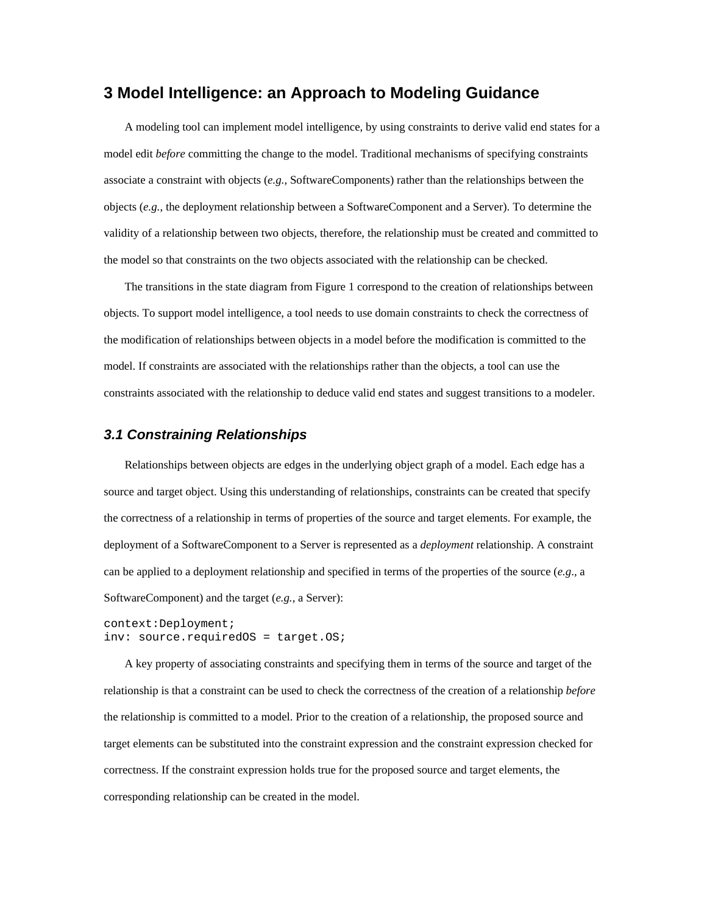# 3 Model Intelligence: an Approach to Modeling Guidance

A modeling tool can implement model intelligence, by using constraints to derive valid end states for a model edit *before* committing the change to the model. Traditional mechanisms of specifying constraints associate a constraint with objects (*e.g.,* SoftwareComponents) rather than the relationships between the objects (*e.g.*, the deployment relationship between a SoftwareComponent and a Server). To determine the validity of a relationship between two objects, therefore, the relationship must be created and committed to the model so that constraints on the two objects associated with the relationship can be checked.

The transitions in the state diagram from Figure 1 correspond to the creation of relationships between objects. To support model intelligence, a tool needs to use domain constraints to check the correctness of the modification of relationships between objects in a model before the modification is committed to the model. If constraints are associated with the relationships rather than the objects, a tool can use the constraints associated with the relationship to deduce valid end states and suggest transitions to a modeler.

## *3.1 Constraining Relationships*

Relationships between objects are edges in the underlying object graph of a model. Each edge has a source and target object. Using this understanding of relationships, constraints can be created that specify the correctness of a relationship in terms of properties of the source and target elements. For example, the deployment of a SoftwareComponent to a Server is represented as a *deployment* relationship. A constraint can be applied to a deployment relationship and specified in terms of the properties of the source (*e.g*., a SoftwareComponent) and the target (*e.g.*, a Server):

```
context:Deployment;
inv: source.requiredOS = target.OS;
```

A key property of associating constraints and specifying them in terms of the source and target of the relationship is that a constraint can be used to check the correctness of the creation of a relationship *before* the relationship is committed to a model. Prior to the creation of a relationship, the proposed source and target elements can be substituted into the constraint expression and the constraint expression checked for correctness. If the constraint expression holds true for the proposed source and target elements, the corresponding relationship can be created in the model.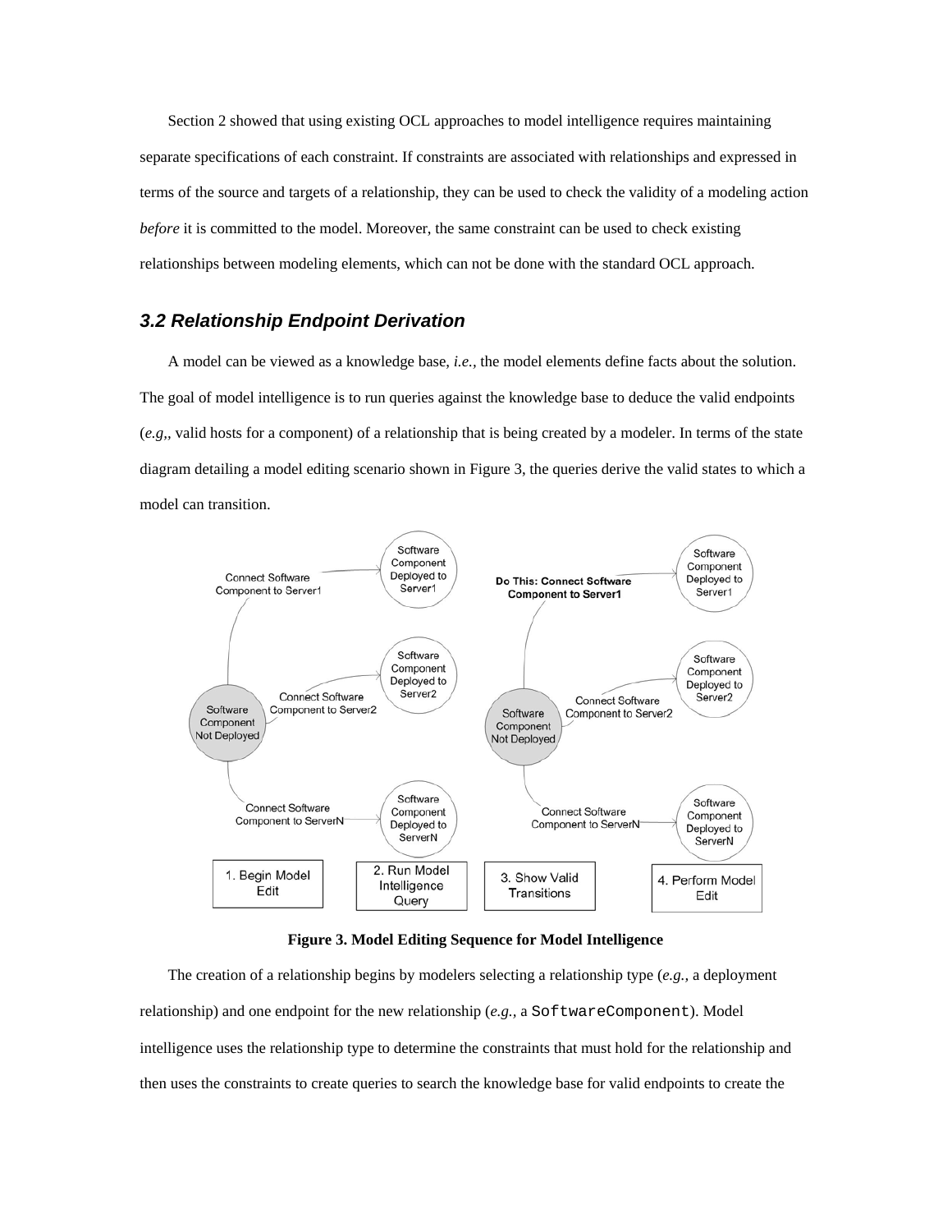Section 2 showed that using existing OCL approaches to model intelligence requires maintaining separate specifications of each constraint. If constraints are associated with relationships and expressed in terms of the source and targets of a relationship, they can be used to check the validity of a modeling action *before* it is committed to the model. Moreover, the same constraint can be used to check existing relationships between modeling elements, which can not be done with the standard OCL approach.

### 3.2 Relationship Endpoint Derivation

A model can be viewed as a knowledge base, *i.e.*, the model elements define facts about the solution. The goal of model intelligence is to run queries against the knowledge base to deduce the valid endpoints (*e.g,*, valid hosts for a component) of a relationship that is being created by a modeler. In terms of the state diagram detailing a model editing scenario shown in Figure 3, the queries derive the valid states to which a model can transition.

Software Component Not Deployed
Connect Software Component to Server1
Software Component Deployed to Server1
Connect Software Component to Server2
Software Component Deployed to Server2
Connect Software Component to ServerN
Software Component Deployed to ServerN
Do This: Connect Software Component to Server1
1. Begin Model Edit
2. Run Model Intelligence Query
3. Show Valid Transitions
4. Perform Model Edit

**Figure 3. Model Editing Sequence for Model Intelligence**

The creation of a relationship begins by modelers selecting a relationship type (*e.g.*, a deployment relationship) and one endpoint for the new relationship (*e.g.*, a `SoftwareComponent`). Model intelligence uses the relationship type to determine the constraints that must hold for the relationship and then uses the constraints to create queries to search the knowledge base for valid endpoints to create the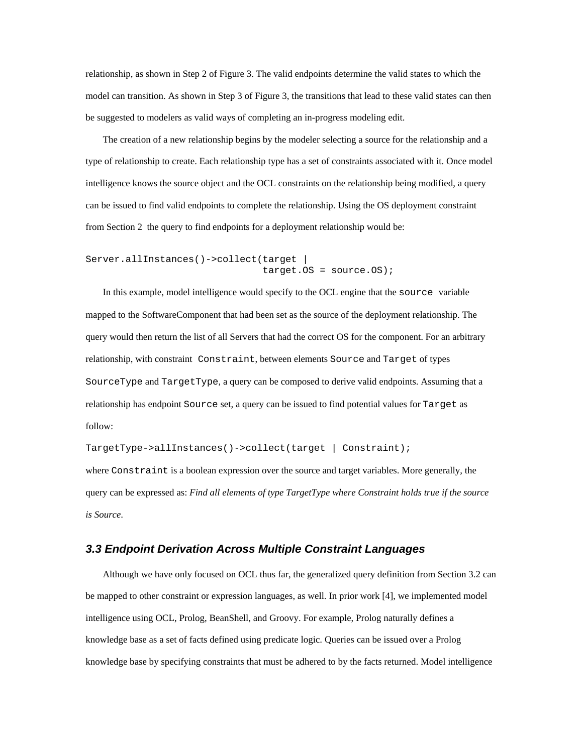relationship, as shown in Step 2 of Figure 3. The valid endpoints determine the valid states to which the model can transition. As shown in Step 3 of Figure 3, the transitions that lead to these valid states can then be suggested to modelers as valid ways of completing an in-progress modeling edit.

The creation of a new relationship begins by the modeler selecting a source for the relationship and a type of relationship to create. Each relationship type has a set of constraints associated with it. Once model intelligence knows the source object and the OCL constraints on the relationship being modified, a query can be issued to find valid endpoints to complete the relationship. Using the OS deployment constraint from Section 2 the query to find endpoints for a deployment relationship would be:

```
Server.allInstances()->collect(target |
                                target.OS = source.OS);
```

In this example, model intelligence would specify to the OCL engine that the `source` variable mapped to the SoftwareComponent that had been set as the source of the deployment relationship. The query would then return the list of all Servers that had the correct OS for the component. For an arbitrary relationship, with constraint `Constraint`, between elements `Source` and `Target` of types `SourceType` and `TargetType`, a query can be composed to derive valid endpoints. Assuming that a relationship has endpoint `Source` set, a query can be issued to find potential values for `Target` as follow:

```
TargetType->allInstances()->collect(target | Constraint);
```

where `Constraint` is a boolean expression over the source and target variables. More generally, the query can be expressed as: *Find all elements of type TargetType where Constraint holds true if the source is Source*.

### 3.3 Endpoint Derivation Across Multiple Constraint Languages

Although we have only focused on OCL thus far, the generalized query definition from Section 3.2 can be mapped to other constraint or expression languages, as well. In prior work [4], we implemented model intelligence using OCL, Prolog, BeanShell, and Groovy. For example, Prolog naturally defines a knowledge base as a set of facts defined using predicate logic. Queries can be issued over a Prolog knowledge base by specifying constraints that must be adhered to by the facts returned. Model intelligence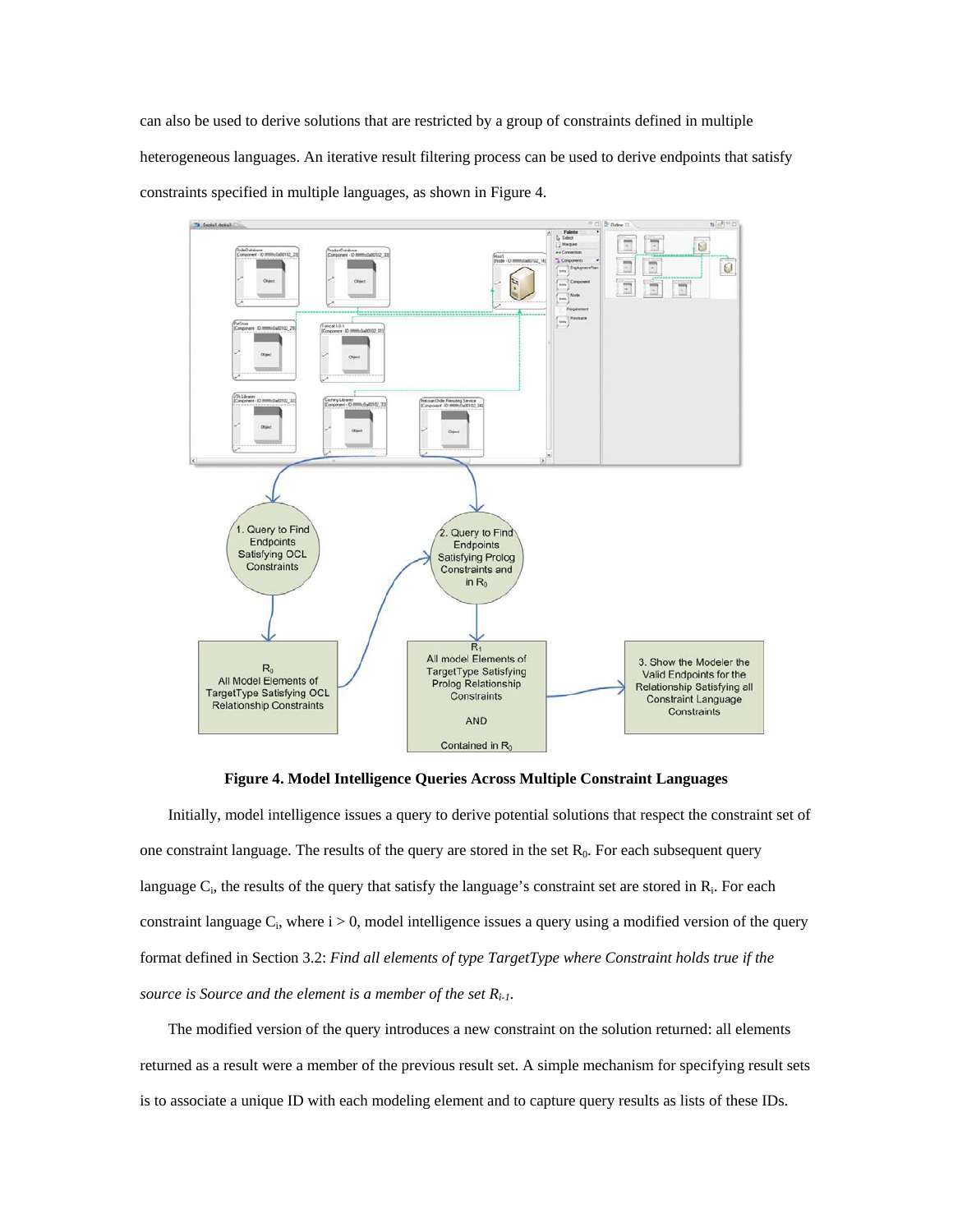can also be used to derive solutions that are restricted by a group of constraints defined in multiple heterogeneous languages. An iterative result filtering process can be used to derive endpoints that satisfy constraints specified in multiple languages, as shown in Figure 4.

1. Query to Find Endpoints Satisfying OCL Constraints

2. Query to Find Endpoints Satisfying Prolog Constraints and in $R_0$

$R_0$
All Model Elements of TargetType Satisfying OCL Relationship Constraints

$R_1$
All model Elements of TargetType Satisfying Prolog Relationship Constraints

AND

Contained in $R_0$

3. Show the Modeler the Valid Endpoints for the Relationship Satisfying all Constraint Language Constraints

**Figure 4. Model Intelligence Queries Across Multiple Constraint Languages**

Initially, model intelligence issues a query to derive potential solutions that respect the constraint set of one constraint language. The results of the query are stored in the set $R_0$. For each subsequent query language $C_i$, the results of the query that satisfy the language's constraint set are stored in $R_i$. For each constraint language $C_i$, where $i > 0$, model intelligence issues a query using a modified version of the query format defined in Section 3.2: *Find all elements of type TargetType where Constraint holds true if the source is Source and the element is a member of the set $R_{i-1}$.*

The modified version of the query introduces a new constraint on the solution returned: all elements returned as a result were a member of the previous result set. A simple mechanism for specifying result sets is to associate a unique ID with each modeling element and to capture query results as lists of these IDs.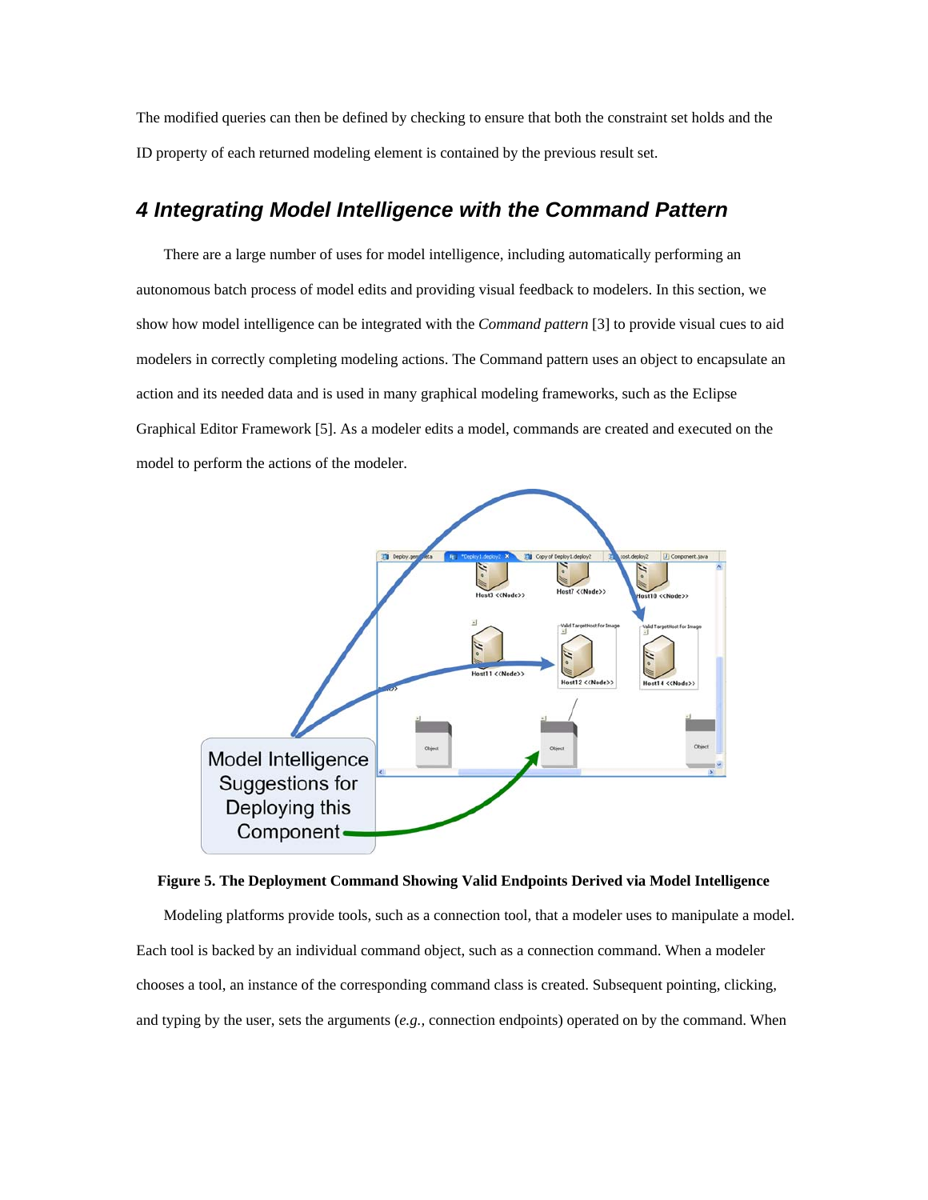The modified queries can then be defined by checking to ensure that both the constraint set holds and the ID property of each returned modeling element is contained by the previous result set.

## 4 Integrating Model Intelligence with the Command Pattern

There are a large number of uses for model intelligence, including automatically performing an autonomous batch process of model edits and providing visual feedback to modelers. In this section, we show how model intelligence can be integrated with the *Command pattern* [3] to provide visual cues to aid modelers in correctly completing modeling actions. The Command pattern uses an object to encapsulate an action and its needed data and is used in many graphical modeling frameworks, such as the Eclipse Graphical Editor Framework [5]. As a modeler edits a model, commands are created and executed on the model to perform the actions of the modeler.

**Figure 5. The Deployment Command Showing Valid Endpoints Derived via Model Intelligence**

Modeling platforms provide tools, such as a connection tool, that a modeler uses to manipulate a model. Each tool is backed by an individual command object, such as a connection command. When a modeler chooses a tool, an instance of the corresponding command class is created. Subsequent pointing, clicking, and typing by the user, sets the arguments (*e.g.,* connection endpoints) operated on by the command. When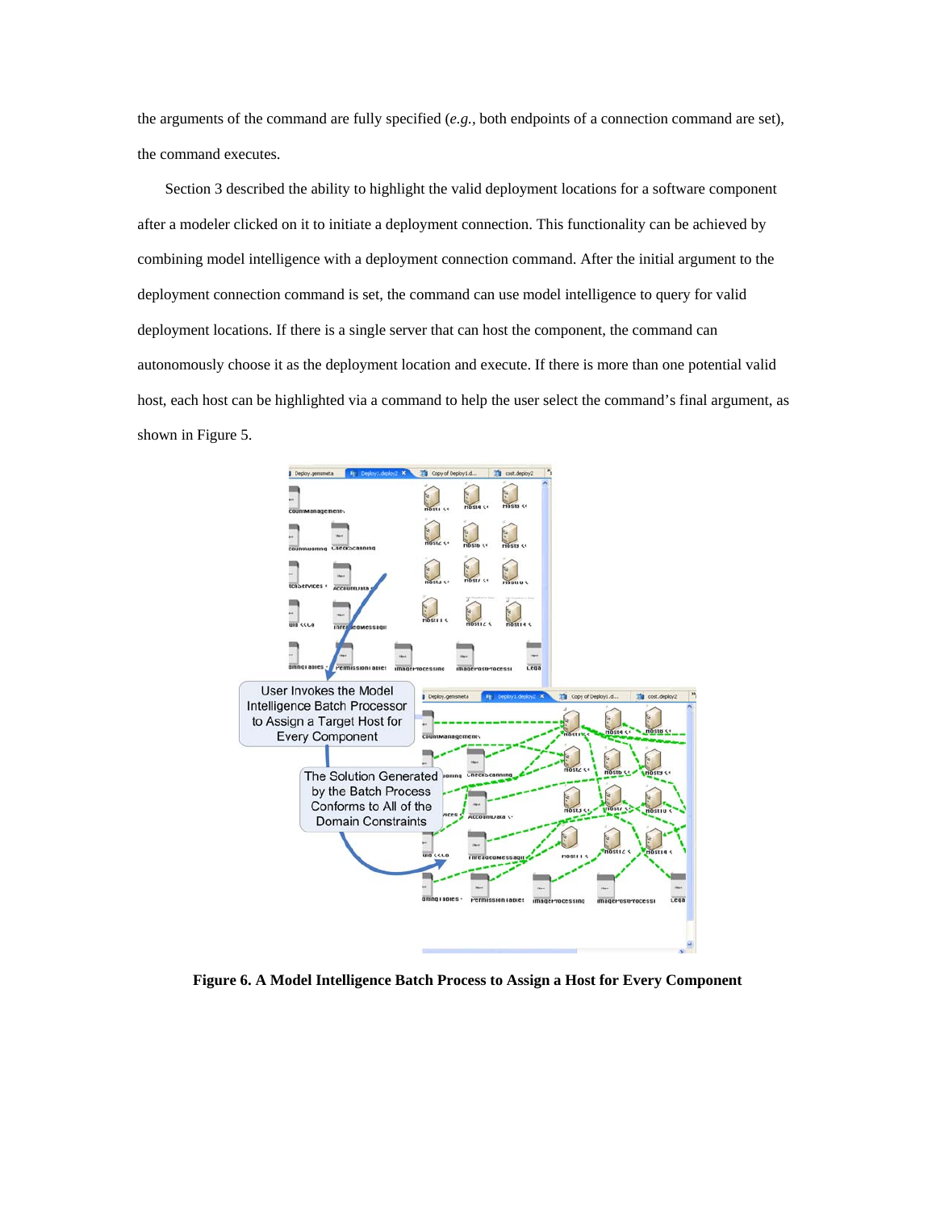the arguments of the command are fully specified (*e.g.*, both endpoints of a connection command are set), the command executes.

Section 3 described the ability to highlight the valid deployment locations for a software component after a modeler clicked on it to initiate a deployment connection. This functionality can be achieved by combining model intelligence with a deployment connection command. After the initial argument to the deployment connection command is set, the command can use model intelligence to query for valid deployment locations. If there is a single server that can host the component, the command can autonomously choose it as the deployment location and execute. If there is more than one potential valid host, each host can be highlighted via a command to help the user select the command's final argument, as shown in Figure 5.

User Invokes the Model Intelligence Batch Processor to Assign a Target Host for Every Component

The Solution Generated by the Batch Process Conforms to All of the Domain Constraints

**Figure 6. A Model Intelligence Batch Process to Assign a Host for Every Component**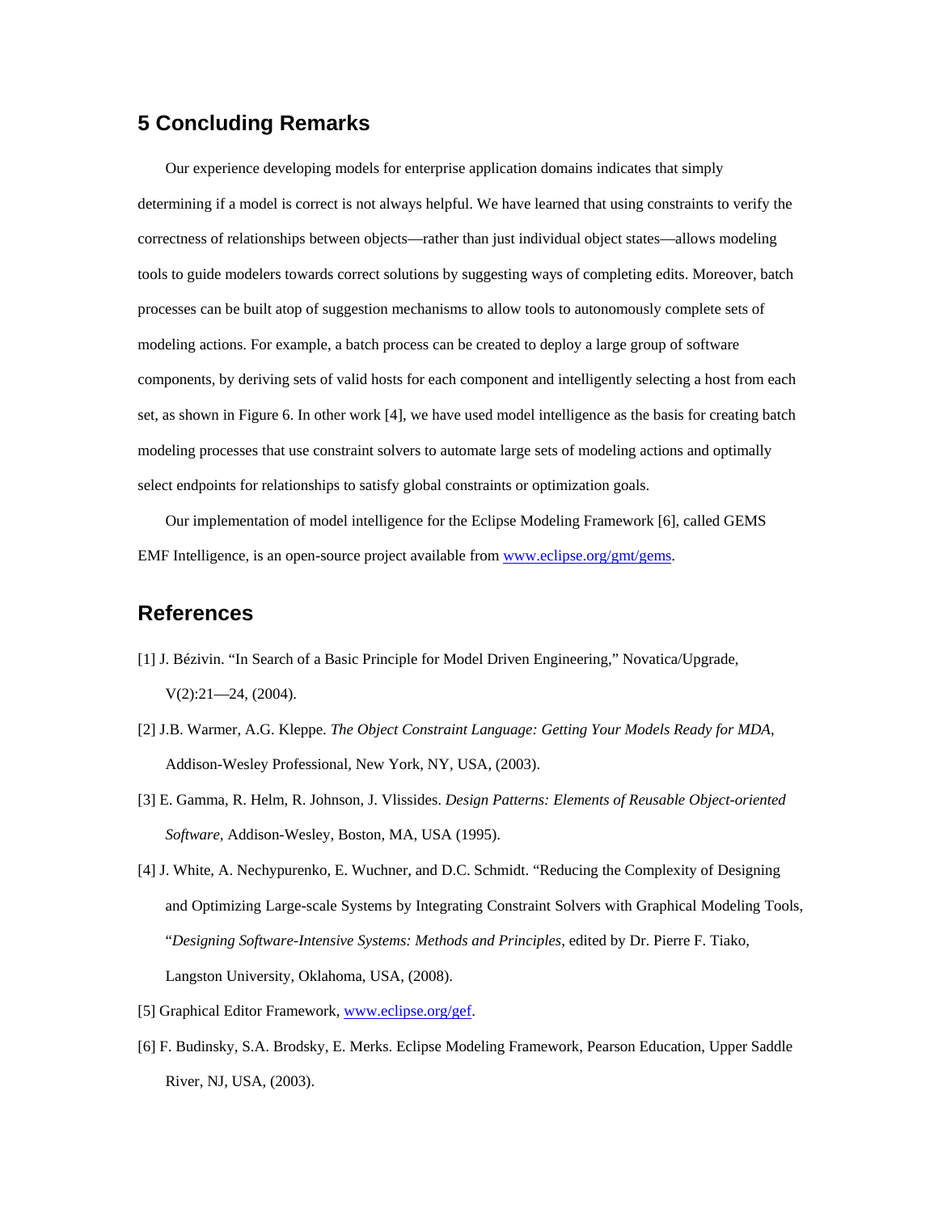## 5 Concluding Remarks

Our experience developing models for enterprise application domains indicates that simply determining if a model is correct is not always helpful. We have learned that using constraints to verify the correctness of relationships between objects—rather than just individual object states—allows modeling tools to guide modelers towards correct solutions by suggesting ways of completing edits. Moreover, batch processes can be built atop of suggestion mechanisms to allow tools to autonomously complete sets of modeling actions. For example, a batch process can be created to deploy a large group of software components, by deriving sets of valid hosts for each component and intelligently selecting a host from each set, as shown in Figure 6. In other work [4], we have used model intelligence as the basis for creating batch modeling processes that use constraint solvers to automate large sets of modeling actions and optimally select endpoints for relationships to satisfy global constraints or optimization goals.

Our implementation of model intelligence for the Eclipse Modeling Framework [6], called GEMS EMF Intelligence, is an open-source project available from www.eclipse.org/gmt/gems.

## References

[1] J. Bézivin. "In Search of a Basic Principle for Model Driven Engineering," Novatica/Upgrade, V(2):21—24, (2004).

[2] J.B. Warmer, A.G. Kleppe. *The Object Constraint Language: Getting Your Models Ready for MDA*, Addison-Wesley Professional, New York, NY, USA, (2003).

[3] E. Gamma, R. Helm, R. Johnson, J. Vlissides. *Design Patterns: Elements of Reusable Object-oriented Software*, Addison-Wesley, Boston, MA, USA (1995).

[4] J. White, A. Nechypurenko, E. Wuchner, and D.C. Schmidt. "Reducing the Complexity of Designing and Optimizing Large-scale Systems by Integrating Constraint Solvers with Graphical Modeling Tools, "*Designing Software-Intensive Systems: Methods and Principles*, edited by Dr. Pierre F. Tiako, Langston University, Oklahoma, USA, (2008).

[5] Graphical Editor Framework, www.eclipse.org/gef.

[6] F. Budinsky, S.A. Brodsky, E. Merks. Eclipse Modeling Framework, Pearson Education, Upper Saddle River, NJ, USA, (2003).